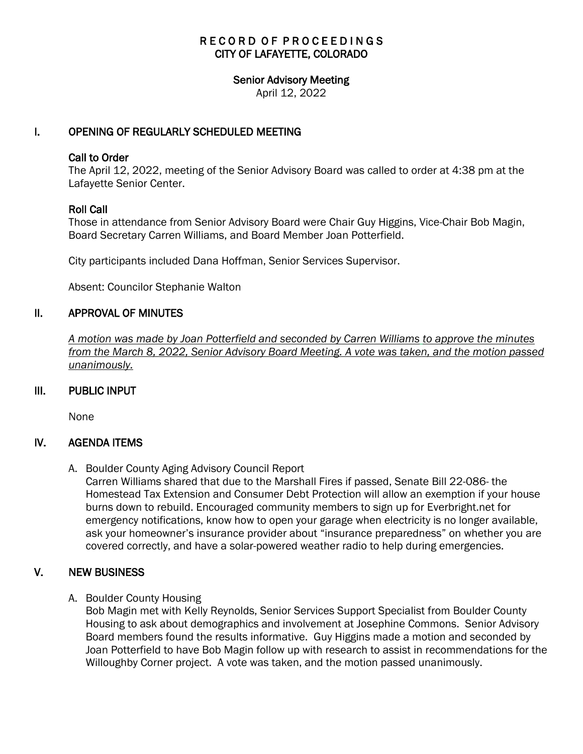# RECORD OF PROCEEDINGS
# CITY OF LAFAYETTE, COLORADO

## Senior Advisory Meeting

April 12, 2022

## I. OPENING OF REGULARLY SCHEDULED MEETING

### Call to Order

The April 12, 2022, meeting of the Senior Advisory Board was called to order at 4:38 pm at the Lafayette Senior Center.

### Roll Call

Those in attendance from Senior Advisory Board were Chair Guy Higgins, Vice-Chair Bob Magin, Board Secretary Carren Williams, and Board Member Joan Potterfield.

City participants included Dana Hoffman, Senior Services Supervisor.

Absent: Councilor Stephanie Walton

## II. APPROVAL OF MINUTES

*A motion was made by Joan Potterfield and seconded by Carren Williams to approve the minutes from the March 8, 2022, Senior Advisory Board Meeting. A vote was taken, and the motion passed unanimously.*

## III. PUBLIC INPUT

None

## IV. AGENDA ITEMS

A. Boulder County Aging Advisory Council Report
Carren Williams shared that due to the Marshall Fires if passed, Senate Bill 22-086- the Homestead Tax Extension and Consumer Debt Protection will allow an exemption if your house burns down to rebuild. Encouraged community members to sign up for Everbright.net for emergency notifications, know how to open your garage when electricity is no longer available, ask your homeowner's insurance provider about "insurance preparedness" on whether you are covered correctly, and have a solar-powered weather radio to help during emergencies.

## V. NEW BUSINESS

A. Boulder County Housing
Bob Magin met with Kelly Reynolds, Senior Services Support Specialist from Boulder County Housing to ask about demographics and involvement at Josephine Commons. Senior Advisory Board members found the results informative. Guy Higgins made a motion and seconded by Joan Potterfield to have Bob Magin follow up with research to assist in recommendations for the Willoughby Corner project. A vote was taken, and the motion passed unanimously.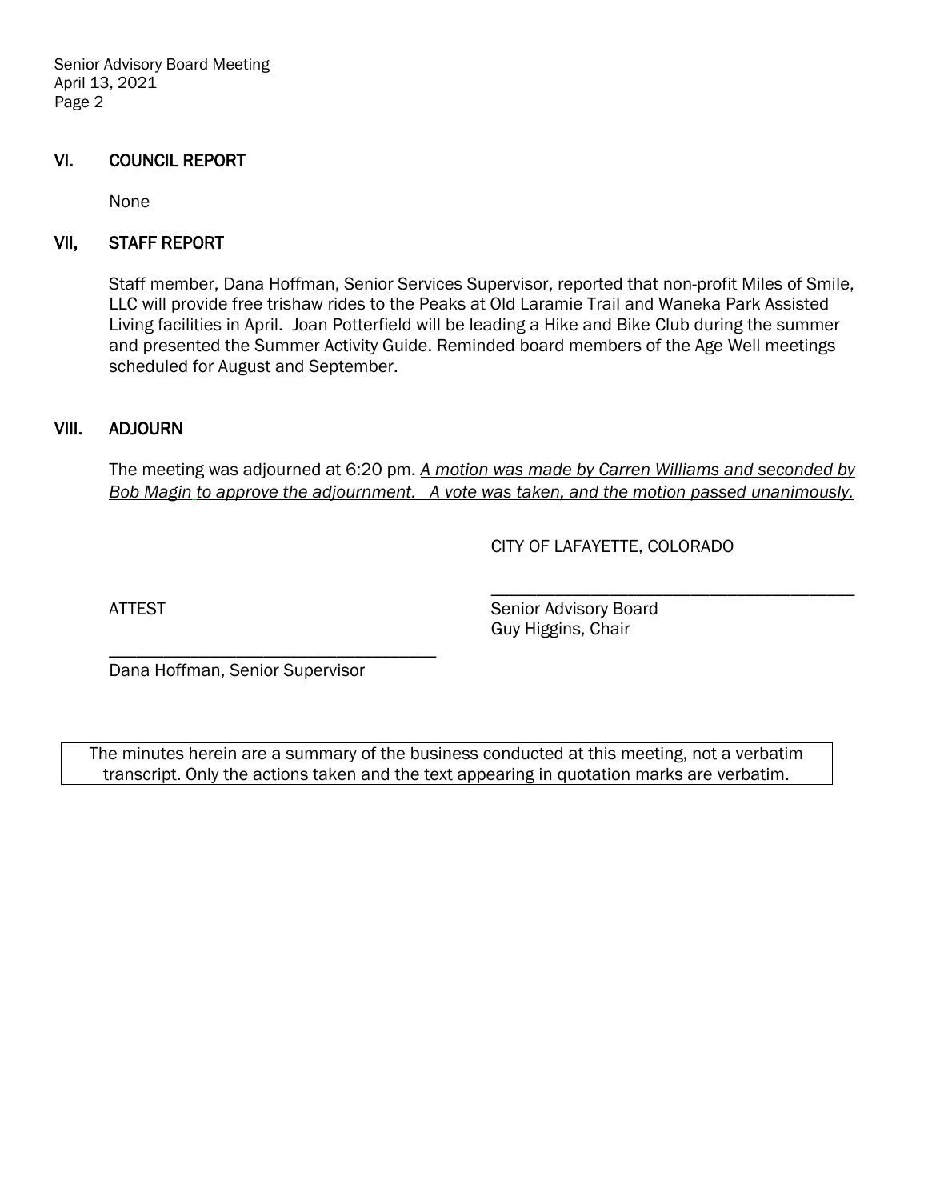## VI. COUNCIL REPORT

None

## VII, STAFF REPORT

Staff member, Dana Hoffman, Senior Services Supervisor, reported that non-profit Miles of Smile, LLC will provide free trishaw rides to the Peaks at Old Laramie Trail and Waneka Park Assisted Living facilities in April. Joan Potterfield will be leading a Hike and Bike Club during the summer and presented the Summer Activity Guide. Reminded board members of the Age Well meetings scheduled for August and September.

## VIII. ADJOURN

The meeting was adjourned at 6:20 pm. *A motion was made by Carren Williams and seconded by Bob Magin to approve the adjournment. A vote was taken, and the motion passed unanimously.*

CITY OF LAFAYETTE, COLORADO

\_\_\_\_\_\_\_\_\_\_\_\_\_\_\_\_\_\_\_\_\_\_\_\_\_\_\_\_\_\_\_\_\_\_\_\_\_\_\_\_

Senior Advisory Board
Guy Higgins, Chair

ATTEST

\_\_\_\_\_\_\_\_\_\_\_\_\_\_\_\_\_\_\_\_\_\_\_\_\_\_\_\_\_\_\_\_\_\_\_\_\_\_\_\_

Dana Hoffman, Senior Supervisor

The minutes herein are a summary of the business conducted at this meeting, not a verbatim transcript. Only the actions taken and the text appearing in quotation marks are verbatim.